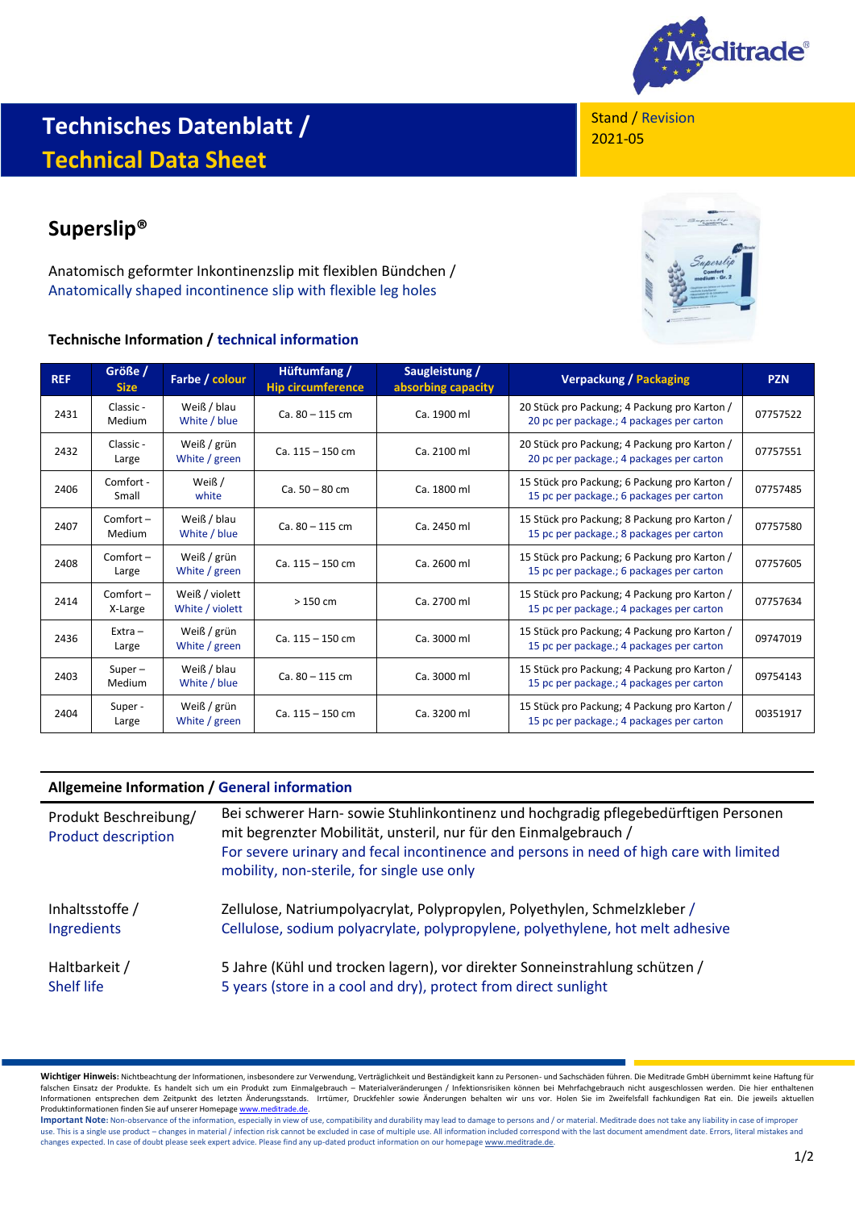# Technisches Datenblatt / Technical Data Sheet

Stand / Revision
2021-05

## Superslip®

Anatomisch geformter Inkontinenzslip mit flexiblen Bündchen /
Anatomically shaped incontinence slip with flexible leg holes

### Technische Information / technical information

| REF | Größe / Size | Farbe / colour | Hüftumfang / Hip circumference | Saugleistung / absorbing capacity | Verpackung / Packaging | PZN |
|---|---|---|---|---|---|---|
| 2431 | Classic - Medium | Weiß / blau White / blue | Ca. 80 – 115 cm | Ca. 1900 ml | 20 Stück pro Packung; 4 Packung pro Karton / 20 pc per package.; 4 packages per carton | 07757522 |
| 2432 | Classic - Large | Weiß / grün White / green | Ca. 115 – 150 cm | Ca. 2100 ml | 20 Stück pro Packung; 4 Packung pro Karton / 20 pc per package.; 4 packages per carton | 07757551 |
| 2406 | Comfort - Small | Weiß / white | Ca. 50 – 80 cm | Ca. 1800 ml | 15 Stück pro Packung; 6 Packung pro Karton / 15 pc per package.; 6 packages per carton | 07757485 |
| 2407 | Comfort – Medium | Weiß / blau White / blue | Ca. 80 – 115 cm | Ca. 2450 ml | 15 Stück pro Packung; 8 Packung pro Karton / 15 pc per package.; 8 packages per carton | 07757580 |
| 2408 | Comfort – Large | Weiß / grün White / green | Ca. 115 – 150 cm | Ca. 2600 ml | 15 Stück pro Packung; 6 Packung pro Karton / 15 pc per package.; 6 packages per carton | 07757605 |
| 2414 | Comfort – X-Large | Weiß / violett White / violett | > 150 cm | Ca. 2700 ml | 15 Stück pro Packung; 4 Packung pro Karton / 15 pc per package.; 4 packages per carton | 07757634 |
| 2436 | Extra – Large | Weiß / grün White / green | Ca. 115 – 150 cm | Ca. 3000 ml | 15 Stück pro Packung; 4 Packung pro Karton / 15 pc per package.; 4 packages per carton | 09747019 |
| 2403 | Super – Medium | Weiß / blau White / blue | Ca. 80 – 115 cm | Ca. 3000 ml | 15 Stück pro Packung; 4 Packung pro Karton / 15 pc per package.; 4 packages per carton | 09754143 |
| 2404 | Super - Large | Weiß / grün White / green | Ca. 115 – 150 cm | Ca. 3200 ml | 15 Stück pro Packung; 4 Packung pro Karton / 15 pc per package.; 4 packages per carton | 00351917 |

### Allgemeine Information / General information

| | |
|---|---|
| Produkt Beschreibung/ Product description | Bei schwerer Harn- sowie Stuhlinkontinenz und hochgradig pflegebedürftigen Personen mit begrenzter Mobilität, unsteril, nur für den Einmalgebrauch / For severe urinary and fecal incontinence and persons in need of high care with limited mobility, non-sterile, for single use only |
| Inhaltsstoffe / Ingredients | Zellulose, Natriumpolyacrylat, Polypropylen, Polyethylen, Schmelzkleber / Cellulose, sodium polyacrylate, polypropylene, polyethylene, hot melt adhesive |
| Haltbarkeit / Shelf life | 5 Jahre (Kühl und trocken lagern), vor direkter Sonneinstrahlung schützen / 5 years (store in a cool and dry), protect from direct sunlight |

**Wichtiger Hinweis:** Nichtbeachtung der Informationen, insbesondere zur Verwendung, Verträglichkeit und Beständigkeit kann zu Personen- und Sachschäden führen. Die Meditrade GmbH übernimmt keine Haftung für falschen Einsatz der Produkte. Es handelt sich um ein Produkt zum Einmalgebrauch – Materialveränderungen / Infektionsrisiken können bei Mehrfachgebrauch nicht ausgeschlossen werden. Die hier enthaltenen Informationen entsprechen dem Zeitpunkt des letzten Änderungsstands. Irrtümer, Druckfehler sowie Änderungen behalten wir uns vor. Holen Sie im Zweifelsfall fachkundigen Rat ein. Die jeweils aktuellen Produktinformationen finden Sie auf unserer Homepage www.meditrade.de.

**Important Note:** Non-observance of the information, especially in view of use, compatibility and durability may lead to damage to persons and / or material. Meditrade does not take any liability in case of improper use. This is a single use product – changes in material / infection risk cannot be excluded in case of multiple use. All information included correspond with the last document amendment date. Errors, literal mistakes and changes expected. In case of doubt please seek expert advice. Please find any up-dated product information on our homepage www.meditrade.de.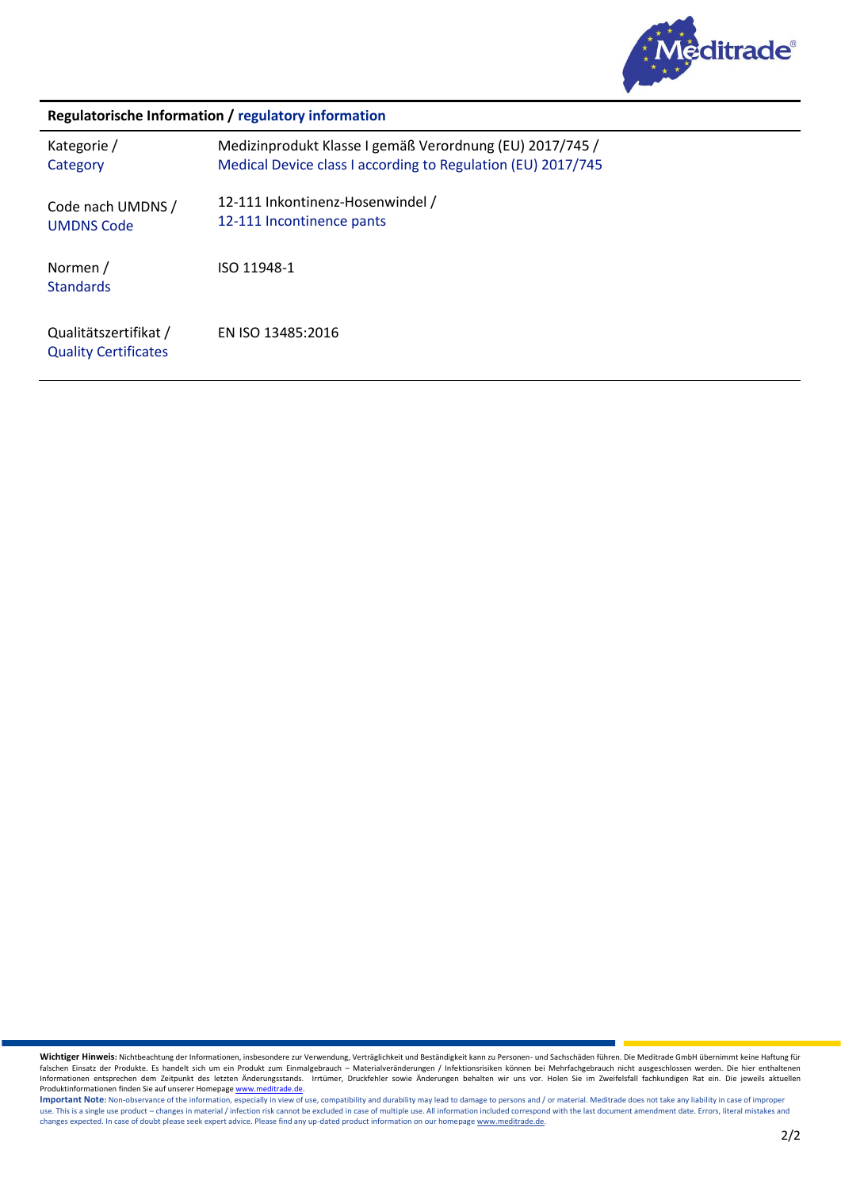**Regulatorische Information / regulatory information**

| | |
|---|---|
| Kategorie / Category | Medizinprodukt Klasse I gemäß Verordnung (EU) 2017/745 / Medical Device class I according to Regulation (EU) 2017/745 |
| Code nach UMDNS / UMDNS Code | 12-111 Inkontinenz-Hosenwindel / 12-111 Incontinence pants |
| Normen / Standards | ISO 11948-1 |
| Qualitätszertifikat / Quality Certificates | EN ISO 13485:2016 |

**Wichtiger Hinweis:** Nichtbeachtung der Informationen, insbesondere zur Verwendung, Verträglichkeit und Beständigkeit kann zu Personen- und Sachschäden führen. Die Meditrade GmbH übernimmt keine Haftung für falschen Einsatz der Produkte. Es handelt sich um ein Produkt zum Einmalgebrauch – Materialveränderungen / Infektionsrisiken können bei Mehrfachgebrauch nicht ausgeschlossen werden. Die hier enthaltenen Informationen entsprechen dem Zeitpunkt des letzten Änderungsstands. Irrtümer, Druckfehler sowie Änderungen behalten wir uns vor. Holen Sie im Zweifelsfall fachkundigen Rat ein. Die jeweils aktuellen Produktinformationen finden Sie auf unserer Homepage www.meditrade.de.

**Important Note:** Non-observance of the information, especially in view of use, compatibility and durability may lead to damage to persons and / or material. Meditrade does not take any liability in case of improper use. This is a single use product – changes in material / infection risk cannot be excluded in case of multiple use. All information included correspond with the last document amendment date. Errors, literal mistakes and changes expected. In case of doubt please seek expert advice. Please find any up-dated product information on our homepage www.meditrade.de.